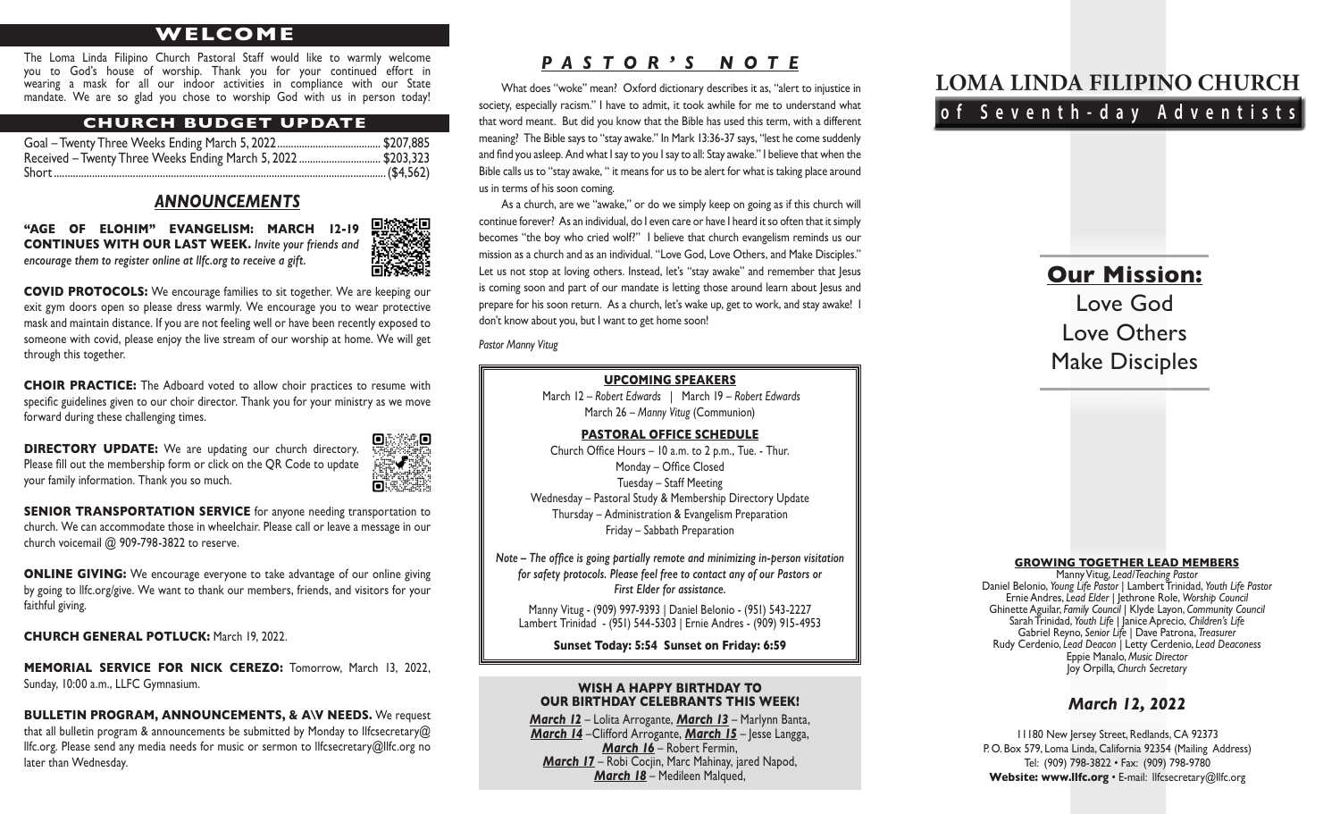## WELCOME

The Loma Linda Filipino Church Pastoral Staff would like to warmly welcome you to God's house of worship. Thank you for your continued effort in wearing a mask for all our indoor activities in compliance with our State mandate. We are so glad you chose to worship God with us in person today!

## CHURCH BUDGET UPDATE

Goal – Twenty Three Weeks Ending March 5, 2022 ...................................... $207,885
Received – Twenty Three Weeks Ending March 5, 2022 ............................. $203,323
Short ....................................................................................................... ($4,562)

## *ANNOUNCEMENTS*

**"AGE OF ELOHIM" EVANGELISM: MARCH 12-19 CONTINUES WITH OUR LAST WEEK.** *Invite your friends and encourage them to register online at llfc.org to receive a gift.*

**COVID PROTOCOLS:** We encourage families to sit together. We are keeping our exit gym doors open so please dress warmly. We encourage you to wear protective mask and maintain distance. If you are not feeling well or have been recently exposed to someone with covid, please enjoy the live stream of our worship at home. We will get through this together.

**CHOIR PRACTICE:** The Adboard voted to allow choir practices to resume with specific guidelines given to our choir director. Thank you for your ministry as we move forward during these challenging times.

**DIRECTORY UPDATE:** We are updating our church directory. Please fill out the membership form or click on the QR Code to update your family information. Thank you so much.

**SENIOR TRANSPORTATION SERVICE** for anyone needing transportation to church. We can accommodate those in wheelchair. Please call or leave a message in our church voicemail @ 909-798-3822 to reserve.

**ONLINE GIVING:** We encourage everyone to take advantage of our online giving by going to llfc.org/give. We want to thank our members, friends, and visitors for your faithful giving.

**CHURCH GENERAL POTLUCK:** March 19, 2022.

**MEMORIAL SERVICE FOR NICK CEREZO:** Tomorrow, March 13, 2022, Sunday, 10:00 a.m., LLFC Gymnasium.

**BULLETIN PROGRAM, ANNOUNCEMENTS, & A\V NEEDS.** We request that all bulletin program & announcements be submitted by Monday to llfcsecretary@llfc.org. Please send any media needs for music or sermon to llfcsecretary@llfc.org no later than Wednesday.

## *PASTOR'S NOTE*

What does "woke" mean? Oxford dictionary describes it as, "alert to injustice in society, especially racism." I have to admit, it took awhile for me to understand what that word meant. But did you know that the Bible has used this term, with a different meaning? The Bible says to "stay awake." In Mark 13:36-37 says, "lest he come suddenly and find you asleep. And what I say to you I say to all: Stay awake." I believe that when the Bible calls us to "stay awake, " it means for us to be alert for what is taking place around us in terms of his soon coming.

As a church, are we "awake," or do we simply keep on going as if this church will continue forever? As an individual, do I even care or have I heard it so often that it simply becomes "the boy who cried wolf?" I believe that church evangelism reminds us our mission as a church and as an individual. "Love God, Love Others, and Make Disciples." Let us not stop at loving others. Instead, let's "stay awake" and remember that Jesus is coming soon and part of our mandate is letting those around learn about Jesus and prepare for his soon return. As a church, let's wake up, get to work, and stay awake! I don't know about you, but I want to get home soon!

*Pastor Manny Vitug*

### UPCOMING SPEAKERS

March 12 – *Robert Edwards* | March 19 – *Robert Edwards*
March 26 – *Manny Vitug* (Communion)

### PASTORAL OFFICE SCHEDULE

Church Office Hours – 10 a.m. to 2 p.m., Tue. - Thur.
Monday – Office Closed
Tuesday – Staff Meeting
Wednesday – Pastoral Study & Membership Directory Update
Thursday – Administration & Evangelism Preparation
Friday – Sabbath Preparation

*Note – The office is going partially remote and minimizing in-person visitation for safety protocols. Please feel free to contact any of our Pastors or First Elder for assistance.*

Manny Vitug - (909) 997-9393 | Daniel Belonio - (951) 543-2227
Lambert Trinidad - (951) 544-5303 | Ernie Andres - (909) 915-4953

**Sunset Today: 5:54 Sunset on Friday: 6:59**

### WISH A HAPPY BIRTHDAY TO OUR BIRTHDAY CELEBRANTS THIS WEEK!

***March 12*** – Lolita Arrogante, ***March 13*** – Marlynn Banta,
***March 14*** –Clifford Arrogante, ***March 15*** – Jesse Langga,
***March 16*** – Robert Fermin,
***March 17*** – Robi Cocjin, Marc Mahinay, jared Napod,
***March 18*** – Medileen Malqued,

# LOMA LINDA FILIPINO CHURCH
## of Seventh-day Adventists

## Our Mission:

Love God
Love Others
Make Disciples

### GROWING TOGETHER LEAD MEMBERS

Manny Vitug, *Lead/Teaching Pastor*
Daniel Belonio, *Young Life Pastor* | Lambert Trinidad, *Youth Life Pastor*
Ernie Andres, *Lead Elder* | Jethrone Role, *Worship Council*
Ghinette Aguilar, *Family Council* | Klyde Layon, *Community Council*
Sarah Trinidad, *Youth Life* | Janice Aprecio, *Children's Life*
Gabriel Reyno, *Senior Life* | Dave Patrona, *Treasurer*
Rudy Cerdenio, *Lead Deacon* | Letty Cerdenio, *Lead Deaconess*
Eppie Manalo, *Music Director*
Joy Orpilla, *Church Secretary*

## *March 12, 2022*

11180 New Jersey Street, Redlands, CA 92373
P. O. Box 579, Loma Linda, California 92354 (Mailing Address)
Tel: (909) 798-3822 • Fax: (909) 798-9780
**Website: www.llfc.org** • E-mail: llfcsecretary@llfc.org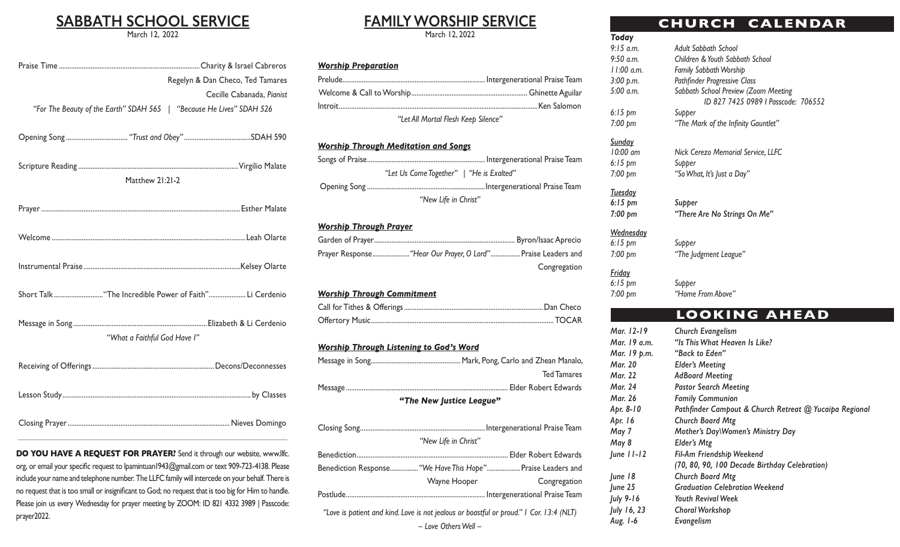# SABBATH SCHOOL SERVICE

March 12, 2022

Praise Time ................ Charity & Israel Cabreros
Regelyn & Dan Checo, Ted Tamares
Cecille Cabanada, *Pianist*

*"For The Beauty of the Earth" SDAH 565 | "Because He Lives" SDAH 526*

Opening Song ................ *"Trust and Obey"* ................ SDAH 590

Scripture Reading ................ Virgilio Malate
Matthew 21:21-2

Prayer ................ Esther Malate

Welcome ................ Leah Olarte

Instrumental Praise ................ Kelsey Olarte

Short Talk ................ "The Incredible Power of Faith" ................ Li Cerdenio

Message in Song ................ Elizabeth & Li Cerdenio
*"What a Faithful God Have I"*

Receiving of Offerings ................ Decons/Deconnesses

Lesson Study ................ by Classes

Closing Prayer ................ Nieves Domingo

**DO YOU HAVE A REQUEST FOR PRAYER?** Send it through our website, www.llfc.org, or email your specific request to lpamintuan1943@gmail.com or text 909-723-4138. Please include your name and telephone number. The LLFC family will intercede on your behalf. There is no request that is too small or insignificant to God; no request that is too big for Him to handle. Please join us every Wednesday for prayer meeting by ZOOM: ID 821 4332 3989 | Passcode: prayer2022.

# FAMILY WORSHIP SERVICE

March 12, 2022

***Worship Preparation***

Prelude ................ Intergenerational Praise Team
Welcome & Call to Worship ................ Ghinette Aguilar
Introit ................ Ken Salomon
*"Let All Mortal Flesh Keep Silence"*

***Worship Through Meditation and Songs***

Songs of Praise ................ Intergenerational Praise Team
*"Let Us Come Together" | "He is Exalted"*
Opening Song ................ Intergenerational Praise Team
*"New Life in Christ"*

***Worship Through Prayer***

Garden of Prayer ................ Byron/Isaac Aprecio
Prayer Response ................ *"Hear Our Prayer, O Lord"* ................ Praise Leaders and Congregation

***Worship Through Commitment***

Call for Tithes & Offerings ................ Dan Checo
Offertory Music ................ TOCAR

***Worship Through Listening to God's Word***

Message in Song ................ Mark, Pong, Carlo and Zhean Manalo, Ted Tamares
Message ................ Elder Robert Edwards
***"The New Justice League"***

Closing Song ................ Intergenerational Praise Team
*"New Life in Christ"*
Benediction ................ Elder Robert Edwards
Benediction Response ................ *"We Have This Hope"* ................ Praise Leaders and Congregation
Wayne Hooper
Postlude ................ Intergenerational Praise Team

*"Love is patient and kind. Love is not jealous or boastful or proud." 1 Cor. 13:4 (NLT)*

*– Love Others Well –*

# CHURCH CALENDAR

***Today***

| | |
|---|---|
| *9:15 a.m.* | *Adult Sabbath School* |
| *9:50 a.m.* | *Children & Youth Sabbath School* |
| *11:00 a.m.* | *Family Sabbath Worship* |
| *3:00 p.m.* | *Pathfinder Progressive Class* |
| *5:00 a.m.* | *Sabbath School Preview (Zoom Meeting ID 827 7425 0989 I Passcode: 706552* |
| *6:15 pm* | *Supper* |
| *7:00 pm* | *"The Mark of the Infinity Gauntlet"* |

***Sunday***

| | |
|---|---|
| *10:00 am* | *Nick Cerezo Memorial Service, LLFC* |
| *6:15 pm* | *Supper* |
| *7:00 pm* | *"So What, It's Just a Day"* |

***Tuesday***

| | |
|---|---|
| ***6:15 pm*** | ***Supper*** |
| ***7:00 pm*** | ***"There Are No Strings On Me"*** |

***Wednesday***

| | |
|---|---|
| *6:15 pm* | *Supper* |
| *7:00 pm* | *"The Judgment League"* |

***Friday***

| | |
|---|---|
| *6:15 pm* | *Supper* |
| *7:00 pm* | *"Home From Above"* |

# LOOKING AHEAD

| | |
|---|---|
| *Mar. 12-19* | *Church Evangelism* |
| *Mar. 19 a.m.* | *"Is This What Heaven Is Like?* |
| *Mar. 19 p.m.* | *"Back to Eden"* |
| *Mar. 20* | *Elder's Meeting* |
| *Mar. 22* | *AdBoard Meeting* |
| *Mar. 24* | *Pastor Search Meeting* |
| *Mar. 26* | *Family Communion* |
| *Apr. 8-10* | *Pathfinder Campout & Church Retreat @ Yucaipa Regional* |
| *Apr. 16* | *Church Board Mtg* |
| *May 7* | *Mother's Day\Women's Ministry Day* |
| *May 8* | *Elder's Mtg* |
| *June 11-12* | *Fil-Am Friendship Weekend (70, 80, 90, 100 Decade Birthday Celebration)* |
| *June 18* | *Church Board Mtg* |
| *June 25* | *Graduation Celebration Weekend* |
| *July 9-16* | *Youth Revival Week* |
| *July 16, 23* | *Choral Workshop* |
| *Aug. 1-6* | *Evangelism* |